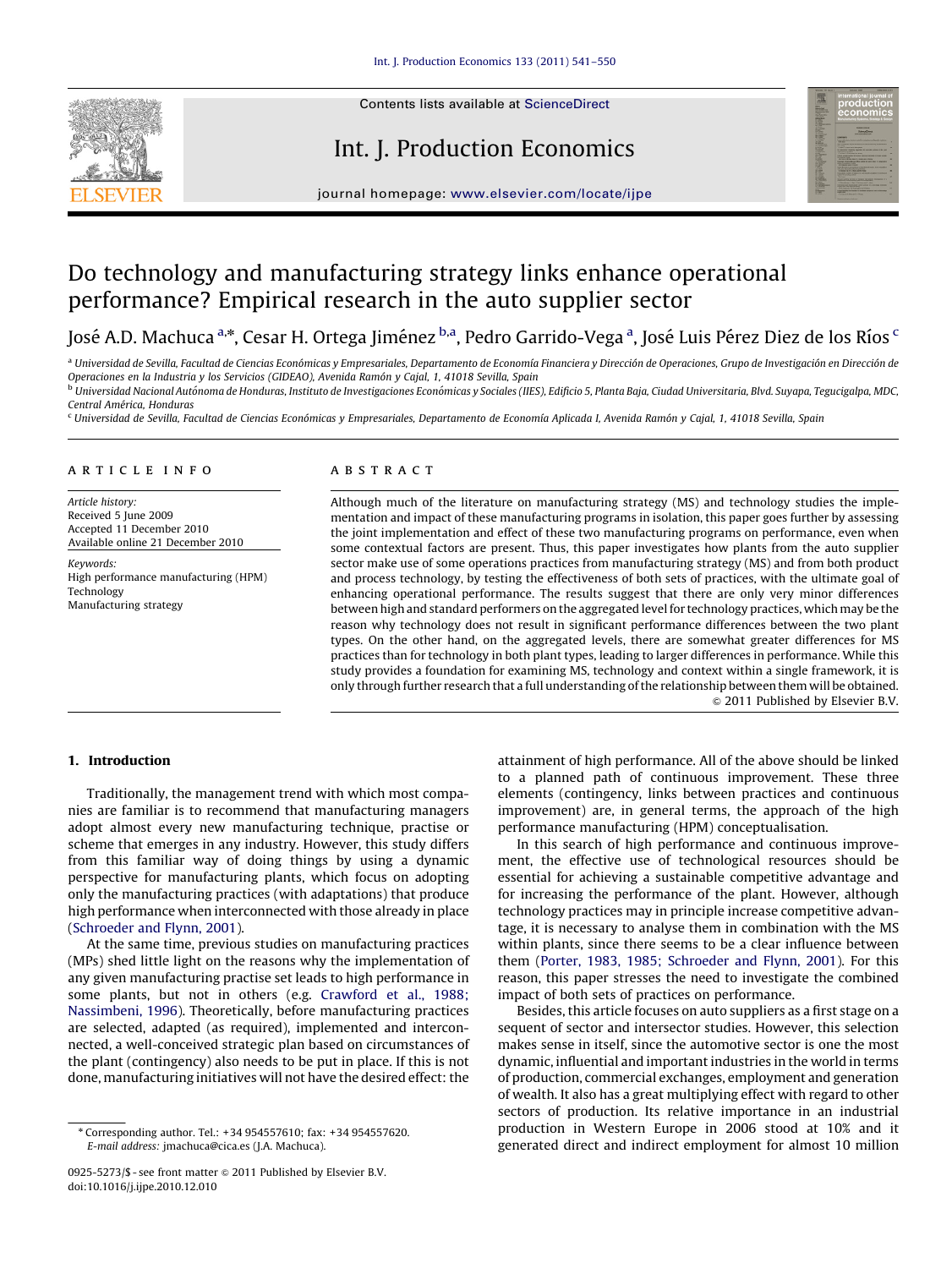# Do technology and manufacturing strategy links enhance operational performance? Empirical research in the auto supplier sector

José A.D. Machuca [a,*], Cesar H. Ortega Jiménez [b,a], Pedro Garrido-Vega [a], José Luis Pérez Diez de los Ríos [c]

[a] Universidad de Sevilla, Facultad de Ciencias Económicas y Empresariales, Departamento de Economía Financiera y Dirección de Operaciones, Grupo de Investigación en Dirección de Operaciones en la Industria y los Servicios (GIDEAO), Avenida Ramón y Cajal, 1, 41018 Sevilla, Spain

[b] Universidad Nacional Autónoma de Honduras, Instituto de Investigaciones Económicas y Sociales (IIES), Edificio 5, Planta Baja, Ciudad Universitaria, Blvd. Suyapa, Tegucigalpa, MDC, Central América, Honduras

[c] Universidad de Sevilla, Facultad de Ciencias Económicas y Empresariales, Departamento de Economía Aplicada I, Avenida Ramón y Cajal, 1, 41018 Sevilla, Spain

## ARTICLE INFO

*Article history:*
Received 5 June 2009
Accepted 11 December 2010
Available online 21 December 2010

*Keywords:*
High performance manufacturing (HPM)
Technology
Manufacturing strategy

## ABSTRACT

Although much of the literature on manufacturing strategy (MS) and technology studies the implementation and impact of these manufacturing programs in isolation, this paper goes further by assessing the joint implementation and effect of these two manufacturing programs on performance, even when some contextual factors are present. Thus, this paper investigates how plants from the auto supplier sector make use of some operations practices from manufacturing strategy (MS) and from both product and process technology, by testing the effectiveness of both sets of practices, with the ultimate goal of enhancing operational performance. The results suggest that there are only very minor differences between high and standard performers on the aggregated level for technology practices, which may be the reason why technology does not result in significant performance differences between the two plant types. On the other hand, on the aggregated levels, there are somewhat greater differences for MS practices than for technology in both plant types, leading to larger differences in performance. While this study provides a foundation for examining MS, technology and context within a single framework, it is only through further research that a full understanding of the relationship between them will be obtained.

© 2011 Published by Elsevier B.V.

## 1. Introduction

Traditionally, the management trend with which most companies are familiar is to recommend that manufacturing managers adopt almost every new manufacturing technique, practise or scheme that emerges in any industry. However, this study differs from this familiar way of doing things by using a dynamic perspective for manufacturing plants, which focus on adopting only the manufacturing practices (with adaptations) that produce high performance when interconnected with those already in place (Schroeder and Flynn, 2001).

At the same time, previous studies on manufacturing practices (MPs) shed little light on the reasons why the implementation of any given manufacturing practise set leads to high performance in some plants, but not in others (e.g. Crawford et al., 1988; Nassimbeni, 1996). Theoretically, before manufacturing practices are selected, adapted (as required), implemented and interconnected, a well-conceived strategic plan based on circumstances of the plant (contingency) also needs to be put in place. If this is not done, manufacturing initiatives will not have the desired effect: the attainment of high performance. All of the above should be linked to a planned path of continuous improvement. These three elements (contingency, links between practices and continuous improvement) are, in general terms, the approach of the high performance manufacturing (HPM) conceptualisation.

In this search of high performance and continuous improvement, the effective use of technological resources should be essential for achieving a sustainable competitive advantage and for increasing the performance of the plant. However, although technology practices may in principle increase competitive advantage, it is necessary to analyse them in combination with the MS within plants, since there seems to be a clear influence between them (Porter, 1983, 1985; Schroeder and Flynn, 2001). For this reason, this paper stresses the need to investigate the combined impact of both sets of practices on performance.

Besides, this article focuses on auto suppliers as a first stage on a sequent of sector and intersector studies. However, this selection makes sense in itself, since the automotive sector is one the most dynamic, influential and important industries in the world in terms of production, commercial exchanges, employment and generation of wealth. It also has a great multiplying effect with regard to other sectors of production. Its relative importance in an industrial production in Western Europe in 2006 stood at 10% and it generated direct and indirect employment for almost 10 million

* Corresponding author. Tel.: +34 954557610; fax: +34 954557620.
*E-mail address:* jmachuca@cica.es (J.A. Machuca).

0925-5273/$ - see front matter © 2011 Published by Elsevier B.V.
doi:10.1016/j.ijpe.2010.12.010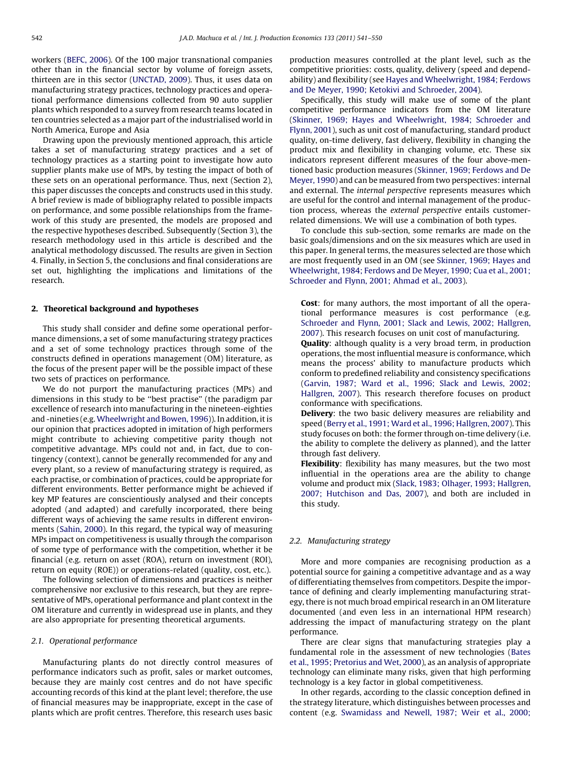workers (BEFC, 2006). Of the 100 major transnational companies other than in the financial sector by volume of foreign assets, thirteen are in this sector (UNCTAD, 2009). Thus, it uses data on manufacturing strategy practices, technology practices and operational performance dimensions collected from 90 auto supplier plants which responded to a survey from research teams located in ten countries selected as a major part of the industrialised world in North America, Europe and Asia

Drawing upon the previously mentioned approach, this article takes a set of manufacturing strategy practices and a set of technology practices as a starting point to investigate how auto supplier plants make use of MPs, by testing the impact of both of these sets on an operational performance. Thus, next (Section 2), this paper discusses the concepts and constructs used in this study. A brief review is made of bibliography related to possible impacts on performance, and some possible relationships from the framework of this study are presented, the models are proposed and the respective hypotheses described. Subsequently (Section 3), the research methodology used in this article is described and the analytical methodology discussed. The results are given in Section 4. Finally, in Section 5, the conclusions and final considerations are set out, highlighting the implications and limitations of the research.

## 2. Theoretical background and hypotheses

This study shall consider and define some operational performance dimensions, a set of some manufacturing strategy practices and a set of some technology practices through some of the constructs defined in operations management (OM) literature, as the focus of the present paper will be the possible impact of these two sets of practices on performance.

We do not purport the manufacturing practices (MPs) and dimensions in this study to be "best practise" (the paradigm par excellence of research into manufacturing in the nineteen-eighties and -nineties (e.g. Wheelwright and Bowen, 1996)). In addition, it is our opinion that practices adopted in imitation of high performers might contribute to achieving competitive parity though not competitive advantage. MPs could not and, in fact, due to contingency (context), cannot be generally recommended for any and every plant, so a review of manufacturing strategy is required, as each practise, or combination of practices, could be appropriate for different environments. Better performance might be achieved if key MP features are conscientiously analysed and their concepts adopted (and adapted) and carefully incorporated, there being different ways of achieving the same results in different environments (Sahin, 2000). In this regard, the typical way of measuring MPs impact on competitiveness is usually through the comparison of some type of performance with the competition, whether it be financial (e.g. return on asset (ROA), return on investment (ROI), return on equity (ROE)) or operations-related (quality, cost, etc.).

The following selection of dimensions and practices is neither comprehensive nor exclusive to this research, but they are representative of MPs, operational performance and plant context in the OM literature and currently in widespread use in plants, and they are also appropriate for presenting theoretical arguments.

### 2.1. Operational performance

Manufacturing plants do not directly control measures of performance indicators such as profit, sales or market outcomes, because they are mainly cost centres and do not have specific accounting records of this kind at the plant level; therefore, the use of financial measures may be inappropriate, except in the case of plants which are profit centres. Therefore, this research uses basic production measures controlled at the plant level, such as the competitive priorities: costs, quality, delivery (speed and dependability) and flexibility (see Hayes and Wheelwright, 1984; Ferdows and De Meyer, 1990; Ketokivi and Schroeder, 2004).

Specifically, this study will make use of some of the plant competitive performance indicators from the OM literature (Skinner, 1969; Hayes and Wheelwright, 1984; Schroeder and Flynn, 2001), such as unit cost of manufacturing, standard product quality, on-time delivery, fast delivery, flexibility in changing the product mix and flexibility in changing volume, etc. These six indicators represent different measures of the four above-mentioned basic production measures (Skinner, 1969; Ferdows and De Meyer, 1990) and can be measured from two perspectives: internal and external. The *internal perspective* represents measures which are useful for the control and internal management of the production process, whereas the *external perspective* entails customer-related dimensions. We will use a combination of both types.

To conclude this sub-section, some remarks are made on the basic goals/dimensions and on the six measures which are used in this paper. In general terms, the measures selected are those which are most frequently used in an OM (see Skinner, 1969; Hayes and Wheelwright, 1984; Ferdows and De Meyer, 1990; Cua et al., 2001; Schroeder and Flynn, 2001; Ahmad et al., 2003).

**Cost**: for many authors, the most important of all the operational performance measures is cost performance (e.g. Schroeder and Flynn, 2001; Slack and Lewis, 2002; Hallgren, 2007). This research focuses on unit cost of manufacturing.

**Quality**: although quality is a very broad term, in production operations, the most influential measure is conformance, which means the process' ability to manufacture products which conform to predefined reliability and consistency specifications (Garvin, 1987; Ward et al., 1996; Slack and Lewis, 2002; Hallgren, 2007). This research therefore focuses on product conformance with specifications.

**Delivery**: the two basic delivery measures are reliability and speed (Berry et al., 1991; Ward et al., 1996; Hallgren, 2007). This study focuses on both: the former through on-time delivery (i.e. the ability to complete the delivery as planned), and the latter through fast delivery.

**Flexibility**: flexibility has many measures, but the two most influential in the operations area are the ability to change volume and product mix (Slack, 1983; Olhager, 1993; Hallgren, 2007; Hutchison and Das, 2007), and both are included in this study.

### 2.2. Manufacturing strategy

More and more companies are recognising production as a potential source for gaining a competitive advantage and as a way of differentiating themselves from competitors. Despite the importance of defining and clearly implementing manufacturing strategy, there is not much broad empirical research in an OM literature documented (and even less in an international HPM research) addressing the impact of manufacturing strategy on the plant performance.

There are clear signs that manufacturing strategies play a fundamental role in the assessment of new technologies (Bates et al., 1995; Pretorius and Wet, 2000), as an analysis of appropriate technology can eliminate many risks, given that high performing technology is a key factor in global competitiveness.

In other regards, according to the classic conception defined in the strategy literature, which distinguishes between processes and content (e.g. Swamidass and Newell, 1987; Weir et al., 2000;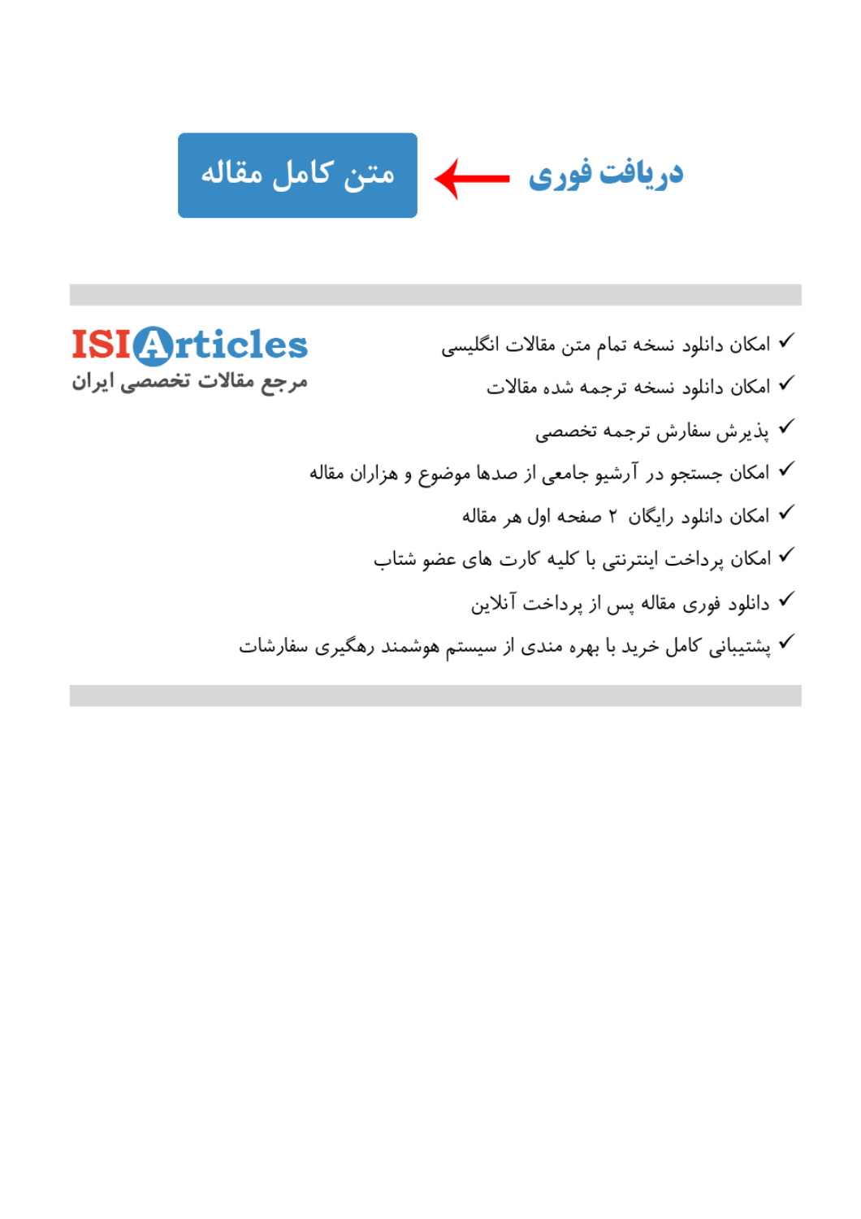دریافت فوری ← متن کامل مقاله

**ISIArticles**
مرجع مقالات تخصصی ایران

- ✓ امکان دانلود نسخه تمام متن مقالات انگلیسی
- ✓ امکان دانلود نسخه ترجمه شده مقالات
- ✓ پذیرش سفارش ترجمه تخصصی
- ✓ امکان جستجو در آرشیو جامعی از صدها موضوع و هزاران مقاله
- ✓ امکان دانلود رایگان ۲ صفحه اول هر مقاله
- ✓ امکان پرداخت اینترنتی با کلیه کارت های عضو شتاب
- ✓ دانلود فوری مقاله پس از پرداخت آنلاین
- ✓ پشتیبانی کامل خرید با بهره مندی از سیستم هوشمند رهگیری سفارشات